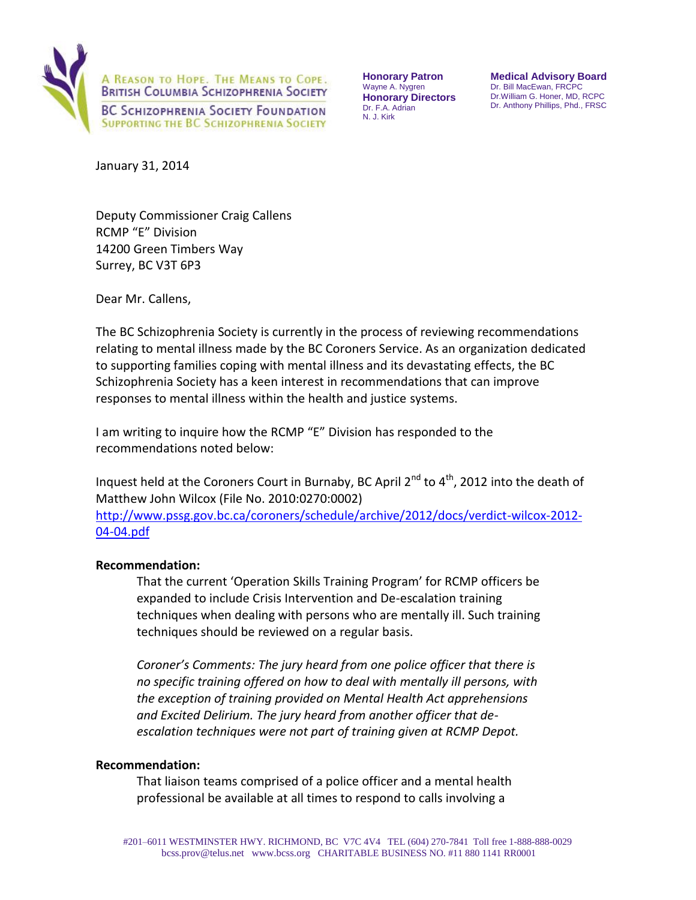A REASON TO HOPE. THE MEANS TO COPE.
BRITISH COLUMBIA SCHIZOPHRENIA SOCIETY

BC SCHIZOPHRENIA SOCIETY FOUNDATION
SUPPORTING THE BC SCHIZOPHRENIA SOCIETY

**Honorary Patron**
Wayne A. Nygren
**Honorary Directors**
Dr. F.A. Adrian
N. J. Kirk

**Medical Advisory Board**
Dr. Bill MacEwan, FRCPC
Dr.William G. Honer, MD, RCPC
Dr. Anthony Phillips, Phd., FRSC

January 31, 2014

Deputy Commissioner Craig Callens
RCMP "E" Division
14200 Green Timbers Way
Surrey, BC V3T 6P3

Dear Mr. Callens,

The BC Schizophrenia Society is currently in the process of reviewing recommendations relating to mental illness made by the BC Coroners Service. As an organization dedicated to supporting families coping with mental illness and its devastating effects, the BC Schizophrenia Society has a keen interest in recommendations that can improve responses to mental illness within the health and justice systems.

I am writing to inquire how the RCMP "E" Division has responded to the recommendations noted below:

Inquest held at the Coroners Court in Burnaby, BC April 2nd to 4th, 2012 into the death of Matthew John Wilcox (File No. 2010:0270:0002)
http://www.pssg.gov.bc.ca/coroners/schedule/archive/2012/docs/verdict-wilcox-2012-04-04.pdf

**Recommendation:**

That the current 'Operation Skills Training Program' for RCMP officers be expanded to include Crisis Intervention and De-escalation training techniques when dealing with persons who are mentally ill. Such training techniques should be reviewed on a regular basis.

*Coroner's Comments: The jury heard from one police officer that there is no specific training offered on how to deal with mentally ill persons, with the exception of training provided on Mental Health Act apprehensions and Excited Delirium. The jury heard from another officer that de-escalation techniques were not part of training given at RCMP Depot.*

**Recommendation:**

That liaison teams comprised of a police officer and a mental health professional be available at all times to respond to calls involving a

#201–6011 WESTMINSTER HWY. RICHMOND, BC V7C 4V4 TEL (604) 270-7841 Toll free 1-888-888-0029
bcss.prov@telus.net www.bcss.org CHARITABLE BUSINESS NO. #11 880 1141 RR0001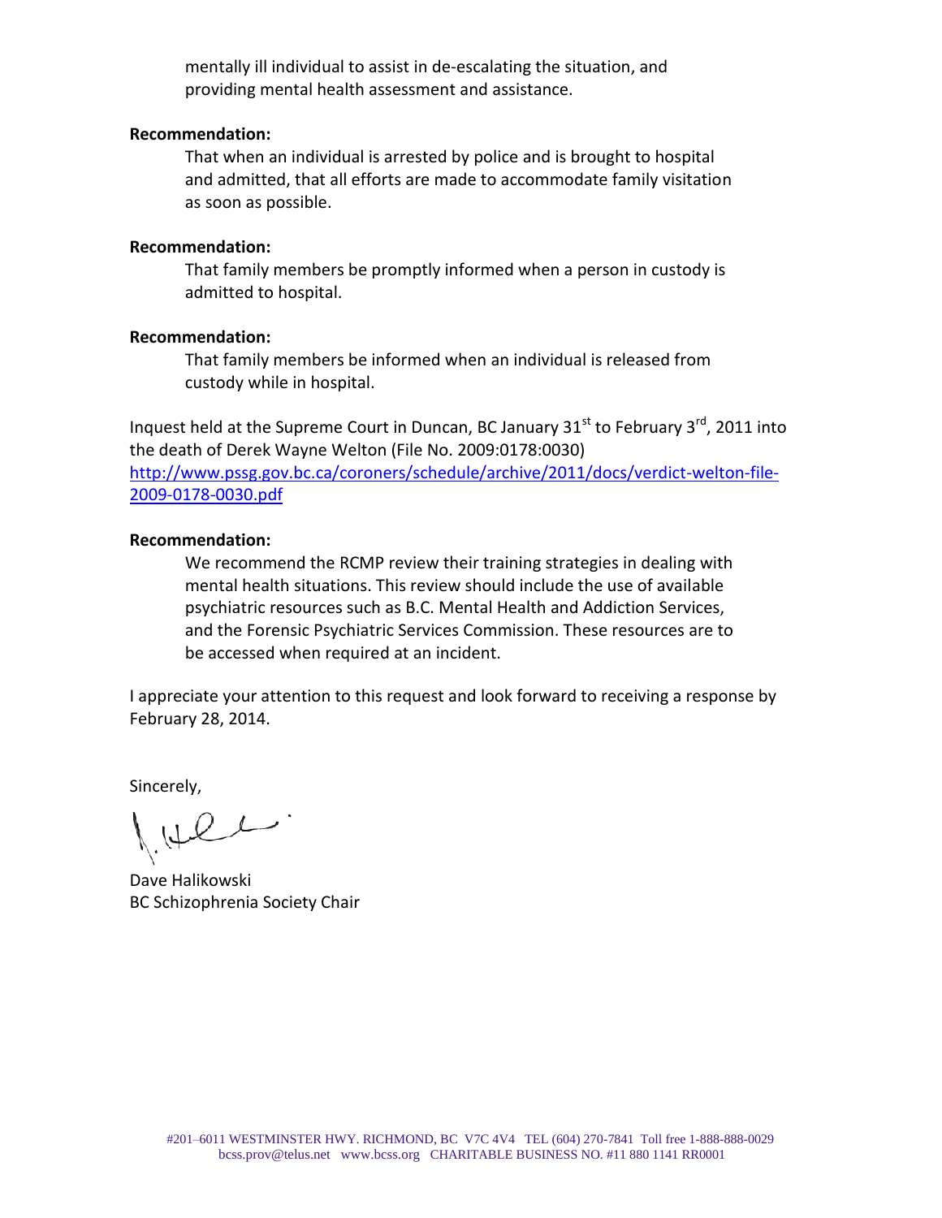mentally ill individual to assist in de-escalating the situation, and providing mental health assessment and assistance.

**Recommendation:**

That when an individual is arrested by police and is brought to hospital and admitted, that all efforts are made to accommodate family visitation as soon as possible.

**Recommendation:**

That family members be promptly informed when a person in custody is admitted to hospital.

**Recommendation:**

That family members be informed when an individual is released from custody while in hospital.

Inquest held at the Supreme Court in Duncan, BC January 31st to February 3rd, 2011 into the death of Derek Wayne Welton (File No. 2009:0178:0030)
http://www.pssg.gov.bc.ca/coroners/schedule/archive/2011/docs/verdict-welton-file-2009-0178-0030.pdf

**Recommendation:**

We recommend the RCMP review their training strategies in dealing with mental health situations. This review should include the use of available psychiatric resources such as B.C. Mental Health and Addiction Services, and the Forensic Psychiatric Services Commission. These resources are to be accessed when required at an incident.

I appreciate your attention to this request and look forward to receiving a response by February 28, 2014.

Sincerely,

Dave Halikowski
BC Schizophrenia Society Chair

#201–6011 WESTMINSTER HWY. RICHMOND, BC V7C 4V4 TEL (604) 270-7841 Toll free 1-888-888-0029
bcss.prov@telus.net www.bcss.org CHARITABLE BUSINESS NO. #11 880 1141 RR0001